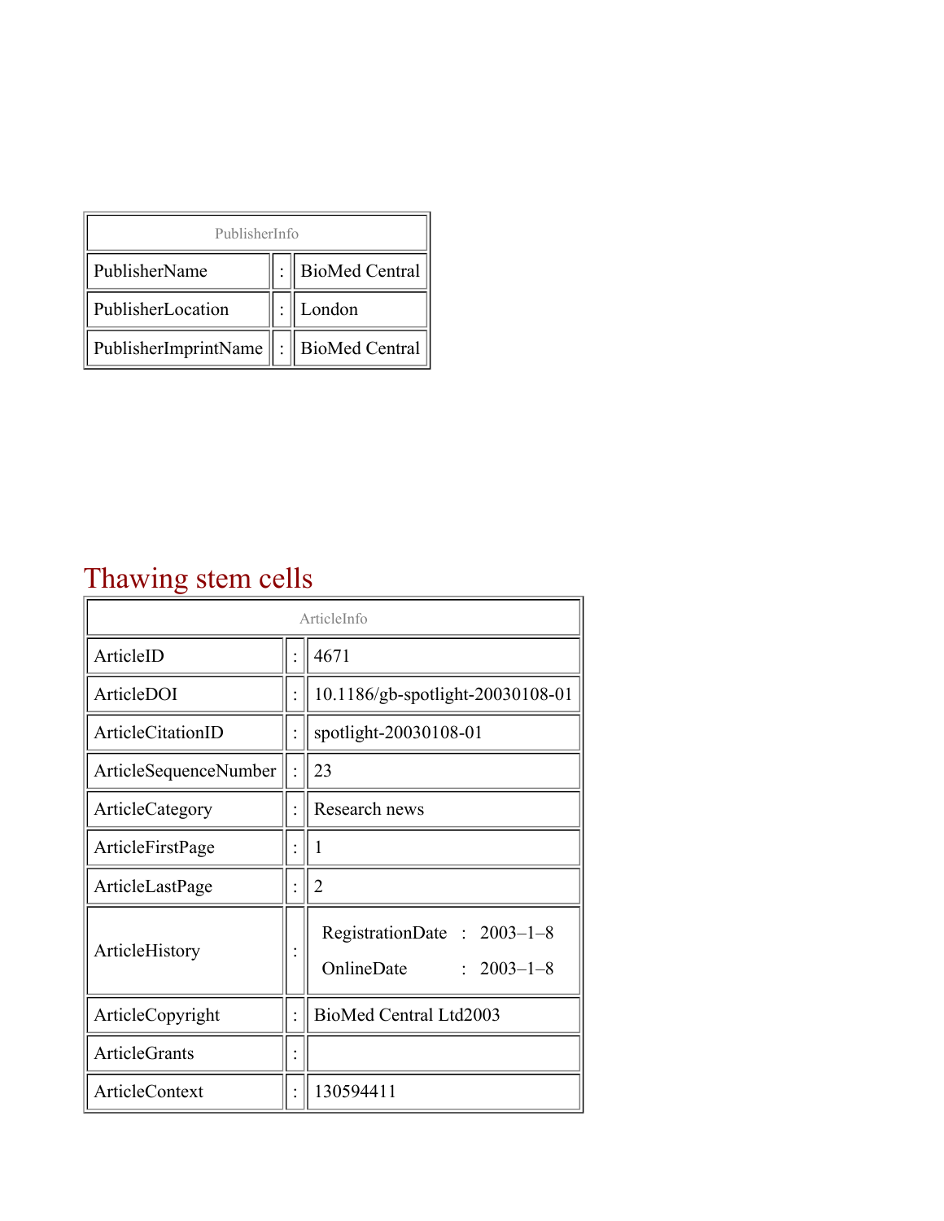| PublisherInfo | | |
|---|---|---|
| PublisherName | : | BioMed Central |
| PublisherLocation | : | London |
| PublisherImprintName | : | BioMed Central |

# Thawing stem cells

| ArticleInfo | | |
|---|---|---|
| ArticleID | : | 4671 |
| ArticleDOI | : | 10.1186/gb-spotlight-20030108-01 |
| ArticleCitationID | : | spotlight-20030108-01 |
| ArticleSequenceNumber | : | 23 |
| ArticleCategory | : | Research news |
| ArticleFirstPage | : | 1 |
| ArticleLastPage | : | 2 |
| ArticleHistory | : | RegistrationDate : 2003–1–8<br>OnlineDate : 2003–1–8 |
| ArticleCopyright | : | BioMed Central Ltd2003 |
| ArticleGrants | : | |
| ArticleContext | : | 130594411 |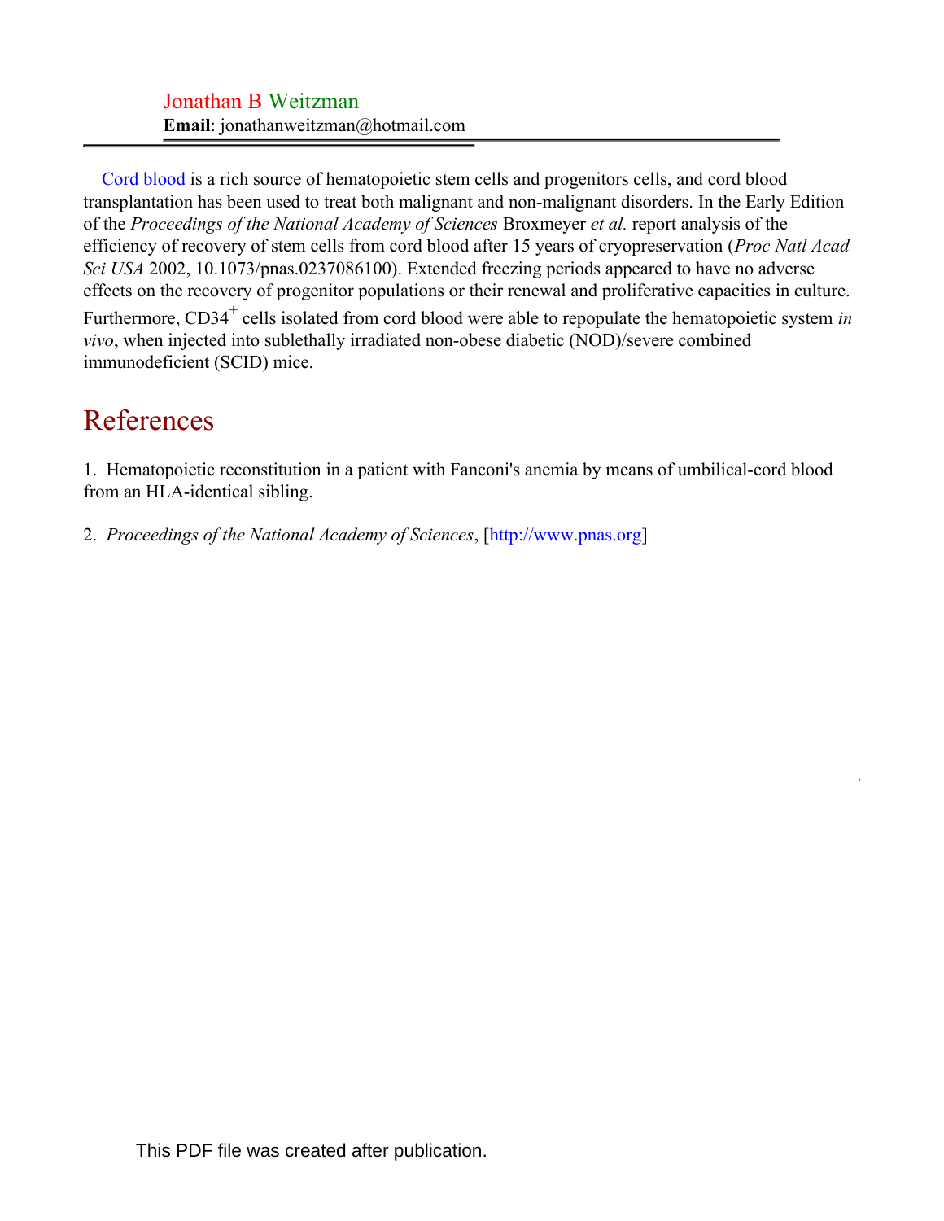Jonathan B Weitzman
**Email**: jonathanweitzman@hotmail.com

Cord blood is a rich source of hematopoietic stem cells and progenitors cells, and cord blood transplantation has been used to treat both malignant and non-malignant disorders. In the Early Edition of the *Proceedings of the National Academy of Sciences* Broxmeyer *et al.* report analysis of the efficiency of recovery of stem cells from cord blood after 15 years of cryopreservation (*Proc Natl Acad Sci USA* 2002, 10.1073/pnas.0237086100). Extended freezing periods appeared to have no adverse effects on the recovery of progenitor populations or their renewal and proliferative capacities in culture. Furthermore, $CD34^+$ cells isolated from cord blood were able to repopulate the hematopoietic system *in vivo*, when injected into sublethally irradiated non-obese diabetic (NOD)/severe combined immunodeficient (SCID) mice.

# References

1. Hematopoietic reconstitution in a patient with Fanconi's anemia by means of umbilical-cord blood from an HLA-identical sibling.

2. *Proceedings of the National Academy of Sciences*, [http://www.pnas.org]

This PDF file was created after publication.